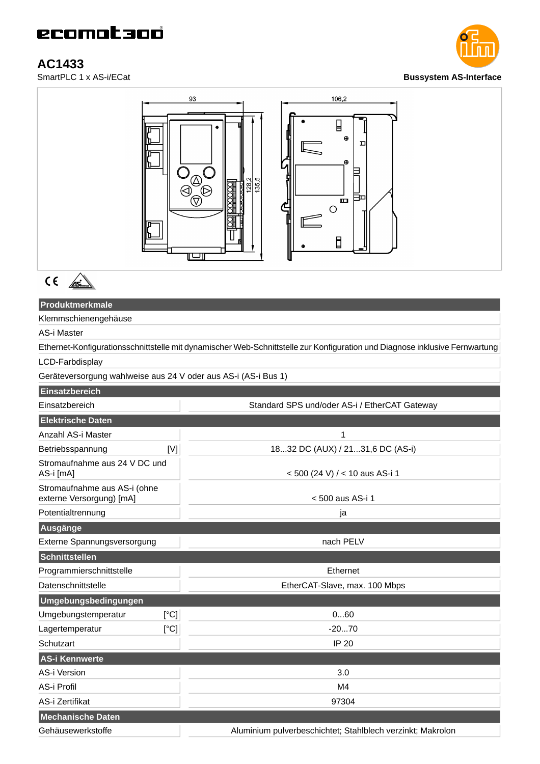ecomat300

# AC1433

SmartPLC 1 x AS-i/ECat

**Bussystem AS-Interface**

| Produktmerkmale | |
|---|---|
| Klemmschienengehäuse | |
| AS-i Master | |
| Ethernet-Konfigurationsschnittstelle mit dynamischer Web-Schnittstelle zur Konfiguration und Diagnose inklusive Fernwartung | |
| LCD-Farbdisplay | |
| Geräteversorgung wahlweise aus 24 V oder aus AS-i (AS-i Bus 1) | |
| **Einsatzbereich** | |
| Einsatzbereich | Standard SPS und/oder AS-i / EtherCAT Gateway |
| **Elektrische Daten** | |
| Anzahl AS-i Master | 1 |
| Betriebsspannung [V] | 18...32 DC (AUX) / 21...31,6 DC (AS-i) |
| Stromaufnahme aus 24 V DC und AS-i [mA] | < 500 (24 V) / < 10 aus AS-i 1 |
| Stromaufnahme aus AS-i (ohne externe Versorgung) [mA] | < 500 aus AS-i 1 |
| Potentialtrennung | ja |
| **Ausgänge** | |
| Externe Spannungsversorgung | nach PELV |
| **Schnittstellen** | |
| Programmierschnittstelle | Ethernet |
| Datenschnittstelle | EtherCAT-Slave, max. 100 Mbps |
| **Umgebungsbedingungen** | |
| Umgebungstemperatur [°C] | 0...60 |
| Lagertemperatur [°C] | -20...70 |
| Schutzart | IP 20 |
| **AS-i Kennwerte** | |
| AS-i Version | 3.0 |
| AS-i Profil | M4 |
| AS-i Zertifikat | 97304 |
| **Mechanische Daten** | |
| Gehäusewerkstoffe | Aluminium pulverbeschichtet; Stahlblech verzinkt; Makrolon |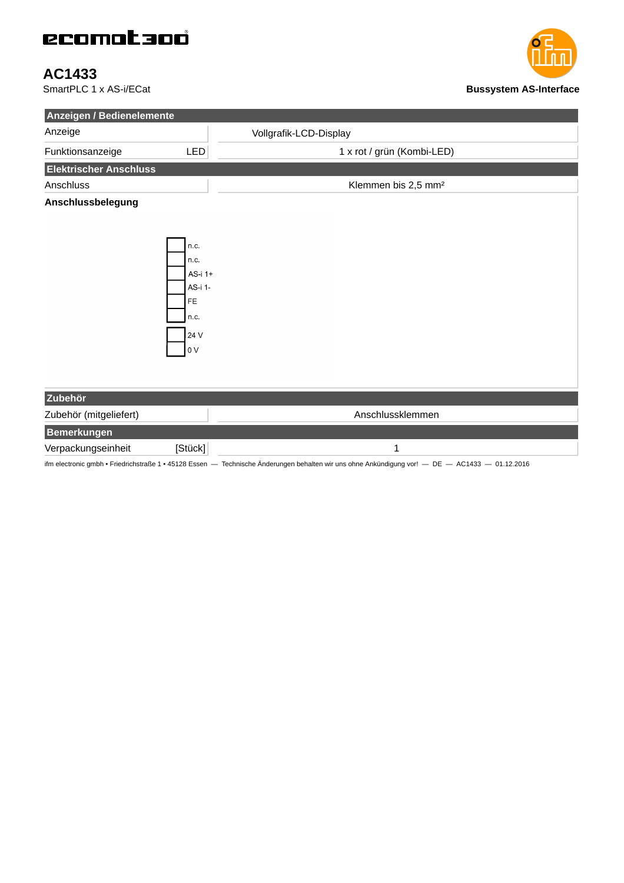# ecomat300

## AC1433

SmartPLC 1 x AS-i/ECat

**Bussystem AS-Interface**

| **Anzeigen / Bedienelemente** | | |
|---|---|---|
| Anzeige | | Vollgrafik-LCD-Display |
| Funktionsanzeige | LED | 1 x rot / grün (Kombi-LED) |

| **Elektrischer Anschluss** | |
|---|---|
| Anschluss | Klemmen bis 2,5 mm² |

**Anschlussbelegung**

- n.c.
- n.c.
- AS-i 1+
- AS-i 1-
- FE
- n.c.

- 24 V
- 0 V

| **Zubehör** | |
|---|---|
| Zubehör (mitgeliefert) | Anschlussklemmen |

| **Bemerkungen** | | |
|---|---|---|
| Verpackungseinheit | [Stück] | 1 |

ifm electronic gmbh • Friedrichstraße 1 • 45128 Essen — Technische Änderungen behalten wir uns ohne Ankündigung vor! — DE — AC1433 — 01.12.2016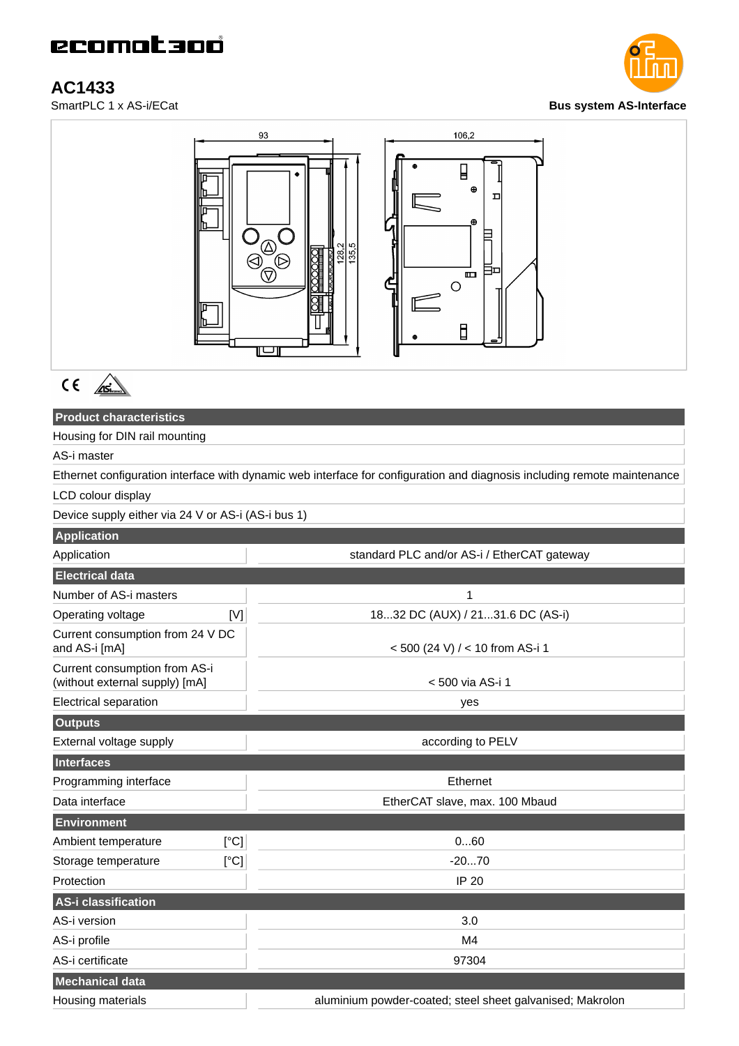# AC1433

SmartPLC 1 x AS-i/ECat

**Bus system AS-Interface**

| Product characteristics | |
|---|---|
| Housing for DIN rail mounting | |
| AS-i master | |
| Ethernet configuration interface with dynamic web interface for configuration and diagnosis including remote maintenance | |
| LCD colour display | |
| Device supply either via 24 V or AS-i (AS-i bus 1) | |
| **Application** | |
| Application | standard PLC and/or AS-i / EtherCAT gateway |
| **Electrical data** | |
| Number of AS-i masters | 1 |
| Operating voltage [V] | 18...32 DC (AUX) / 21...31.6 DC (AS-i) |
| Current consumption from 24 V DC and AS-i [mA] | < 500 (24 V) / < 10 from AS-i 1 |
| Current consumption from AS-i (without external supply) [mA] | < 500 via AS-i 1 |
| Electrical separation | yes |
| **Outputs** | |
| External voltage supply | according to PELV |
| **Interfaces** | |
| Programming interface | Ethernet |
| Data interface | EtherCAT slave, max. 100 Mbaud |
| **Environment** | |
| Ambient temperature [°C] | 0...60 |
| Storage temperature [°C] | -20...70 |
| Protection | IP 20 |
| **AS-i classification** | |
| AS-i version | 3.0 |
| AS-i profile | M4 |
| AS-i certificate | 97304 |
| **Mechanical data** | |
| Housing materials | aluminium powder-coated; steel sheet galvanised; Makrolon |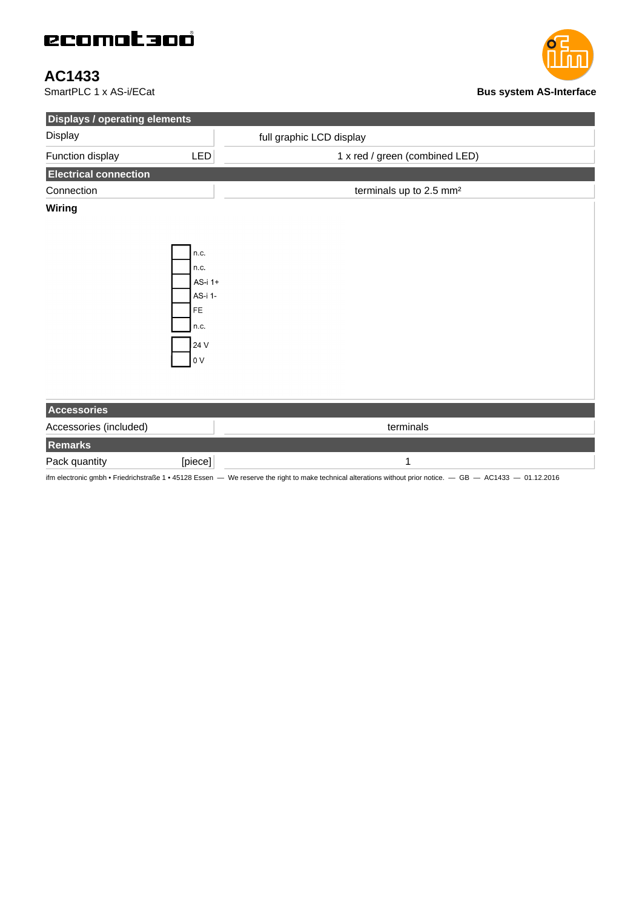# AC1433

SmartPLC 1 x AS-i/ECat

**Bus system AS-Interface**

| Displays / operating elements | | |
|---|---|---|
| Display | | full graphic LCD display |
| Function display | LED | 1 x red / green (combined LED) |

| Electrical connection | |
|---|---|
| Connection | terminals up to 2.5 mm² |

**Wiring**

- n.c.
- n.c.
- AS-i 1+
- AS-i 1-
- FE
- n.c.

- 24 V
- 0 V

| Accessories | |
|---|---|
| Accessories (included) | terminals |

| Remarks | | |
|---|---|---|
| Pack quantity | [piece] | 1 |

ifm electronic gmbh • Friedrichstraße 1 • 45128 Essen — We reserve the right to make technical alterations without prior notice. — GB — AC1433 — 01.12.2016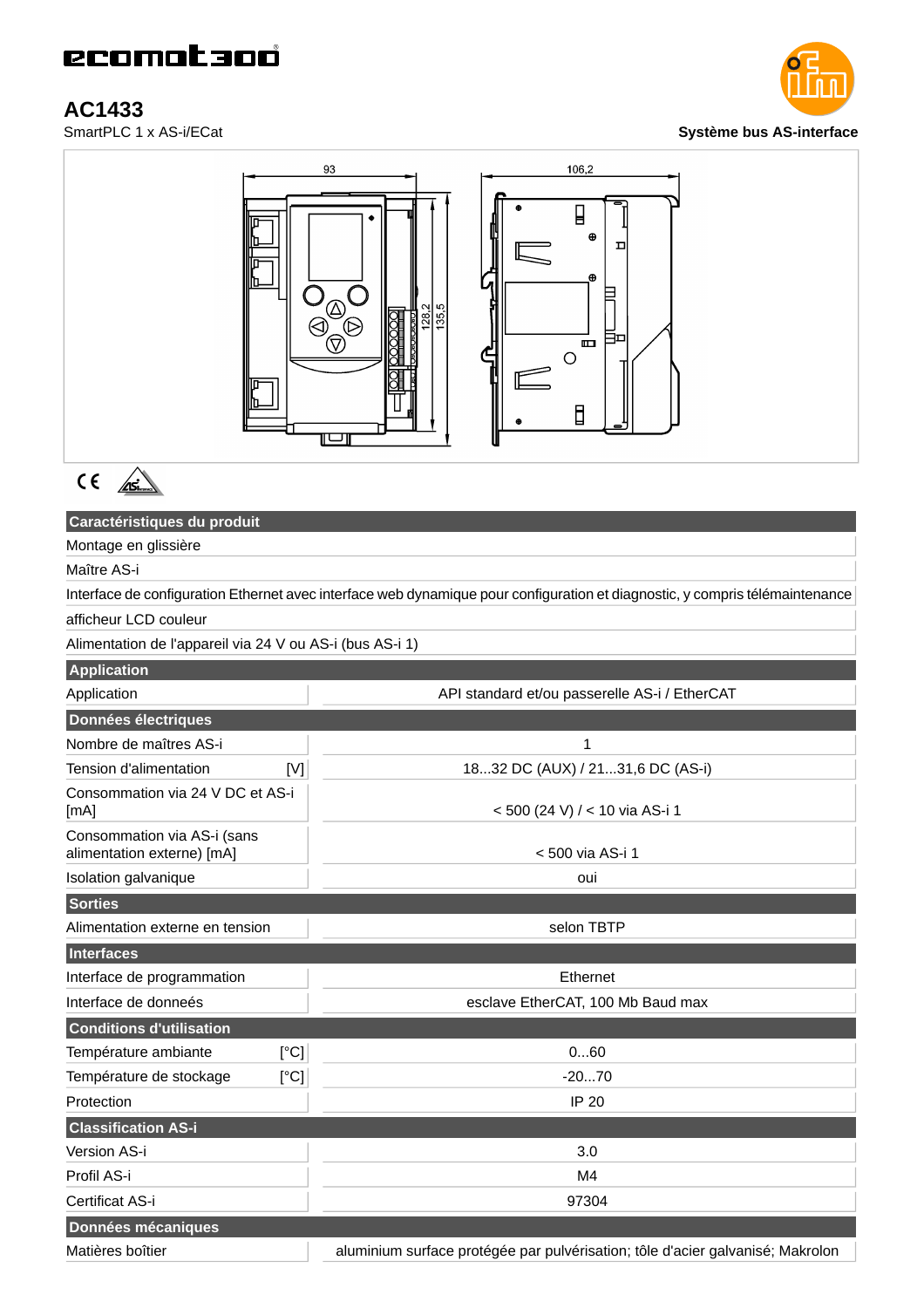# AC1433

SmartPLC 1 x AS-i/ECat

**Système bus AS-interface**

| Caractéristiques du produit | |
|---|---|
| Montage en glissière | |
| Maître AS-i | |
| Interface de configuration Ethernet avec interface web dynamique pour configuration et diagnostic, y compris télémaintenance | |
| afficheur LCD couleur | |
| Alimentation de l'appareil via 24 V ou AS-i (bus AS-i 1) | |
| **Application** | |
| Application | API standard et/ou passerelle AS-i / EtherCAT |
| **Données électriques** | |
| Nombre de maîtres AS-i | 1 |
| Tension d'alimentation [V] | 18...32 DC (AUX) / 21...31,6 DC (AS-i) |
| Consommation via 24 V DC et AS-i [mA] | < 500 (24 V) / < 10 via AS-i 1 |
| Consommation via AS-i (sans alimentation externe) [mA] | < 500 via AS-i 1 |
| Isolation galvanique | oui |
| **Sorties** | |
| Alimentation externe en tension | selon TBTP |
| **Interfaces** | |
| Interface de programmation | Ethernet |
| Interface de donneés | esclave EtherCAT, 100 Mb Baud max |
| **Conditions d'utilisation** | |
| Température ambiante [°C] | 0...60 |
| Température de stockage [°C] | -20...70 |
| Protection | IP 20 |
| **Classification AS-i** | |
| Version AS-i | 3.0 |
| Profil AS-i | M4 |
| Certificat AS-i | 97304 |
| **Données mécaniques** | |
| Matières boîtier | aluminium surface protégée par pulvérisation; tôle d'acier galvanisé; Makrolon |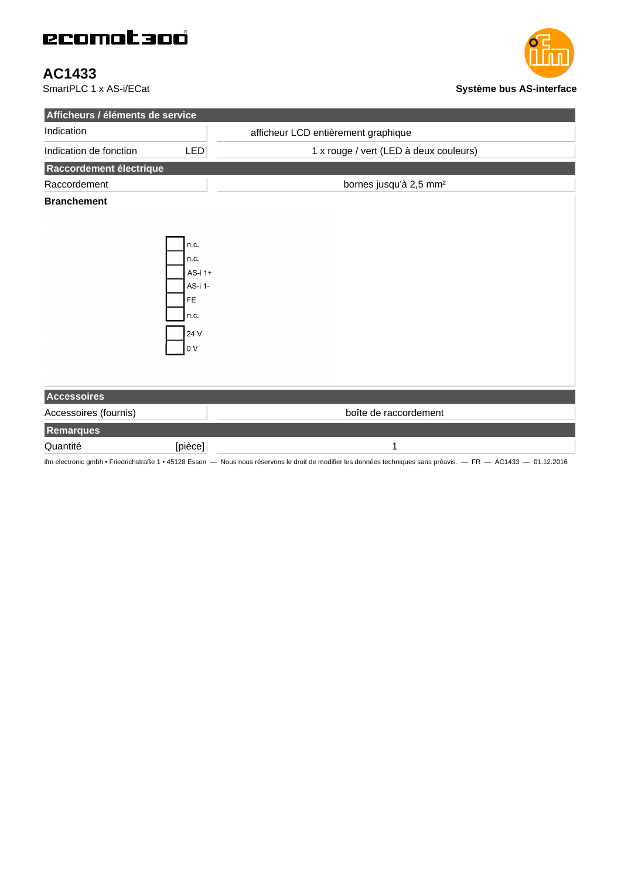ecomat300

# AC1433

SmartPLC 1 x AS-i/ECat

**Système bus AS-interface**

| | | |
|---|---|---|
| **Afficheurs / éléments de service** | | |
| Indication | | afficheur LCD entièrement graphique |
| Indication de fonction | LED | 1 x rouge / vert (LED à deux couleurs) |
| **Raccordement électrique** | | |
| Raccordement | | bornes jusqu'à 2,5 mm² |

**Branchement**

n.c.
n.c.
AS-i 1+
AS-i 1-
FE
n.c.
24 V
0 V

| | | |
|---|---|---|
| **Accessoires** | | |
| Accessoires (fournis) | | boîte de raccordement |
| **Remarques** | | |
| Quantité | [pièce] | 1 |

ifm electronic gmbh • Friedrichstraße 1 • 45128 Essen — Nous nous réservons le droit de modifier les données techniques sans préavis. — FR — AC1433 — 01.12.2016